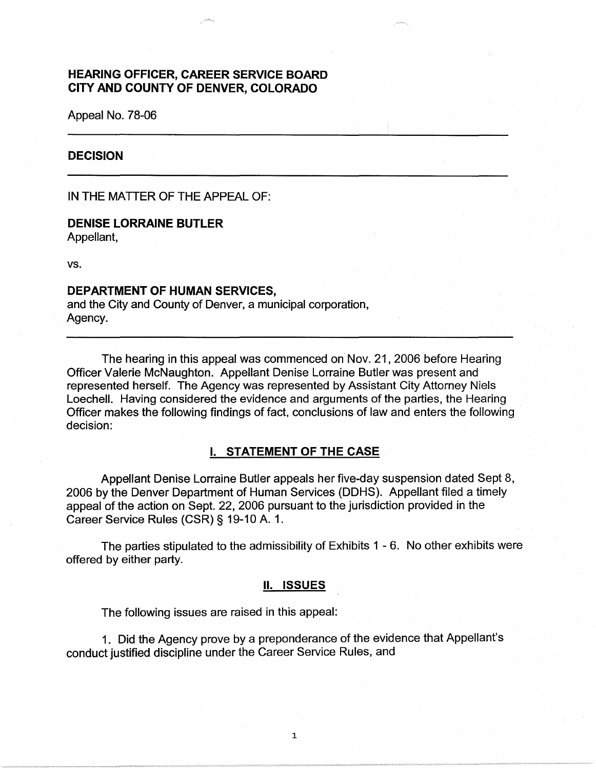**HEARING OFFICER, CAREER SERVICE BOARD**
**CITY AND COUNTY OF DENVER, COLORADO**

Appeal No. 78-06

---

## DECISION

---

IN THE MATTER OF THE APPEAL OF:

**DENISE LORRAINE BUTLER**
Appellant,

vs.

**DEPARTMENT OF HUMAN SERVICES,**
and the City and County of Denver, a municipal corporation,
Agency.

---

The hearing in this appeal was commenced on Nov. 21, 2006 before Hearing Officer Valerie McNaughton. Appellant Denise Lorraine Butler was present and represented herself. The Agency was represented by Assistant City Attorney Niels Loechell. Having considered the evidence and arguments of the parties, the Hearing Officer makes the following findings of fact, conclusions of law and enters the following decision:

## I. STATEMENT OF THE CASE

Appellant Denise Lorraine Butler appeals her five-day suspension dated Sept 8, 2006 by the Denver Department of Human Services (DDHS). Appellant filed a timely appeal of the action on Sept. 22, 2006 pursuant to the jurisdiction provided in the Career Service Rules (CSR) § 19-10 A. 1.

The parties stipulated to the admissibility of Exhibits 1 - 6. No other exhibits were offered by either party.

## II. ISSUES

The following issues are raised in this appeal:

1. Did the Agency prove by a preponderance of the evidence that Appellant's conduct justified discipline under the Career Service Rules, and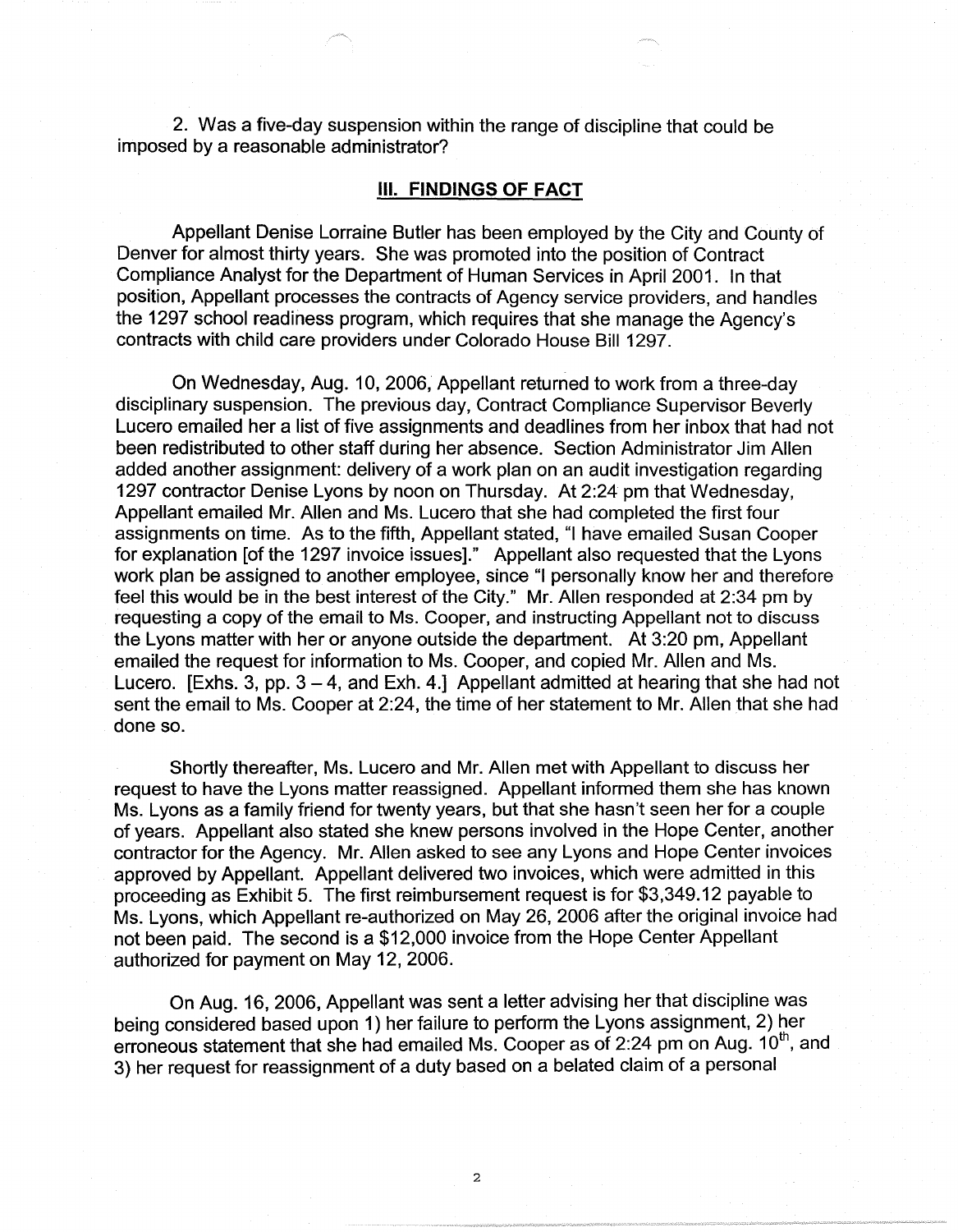2. Was a five-day suspension within the range of discipline that could be imposed by a reasonable administrator?

## III. FINDINGS OF FACT

Appellant Denise Lorraine Butler has been employed by the City and County of Denver for almost thirty years. She was promoted into the position of Contract Compliance Analyst for the Department of Human Services in April 2001. In that position, Appellant processes the contracts of Agency service providers, and handles the 1297 school readiness program, which requires that she manage the Agency's contracts with child care providers under Colorado House Bill 1297.

On Wednesday, Aug. 10, 2006, Appellant returned to work from a three-day disciplinary suspension. The previous day, Contract Compliance Supervisor Beverly Lucero emailed her a list of five assignments and deadlines from her inbox that had not been redistributed to other staff during her absence. Section Administrator Jim Allen added another assignment: delivery of a work plan on an audit investigation regarding 1297 contractor Denise Lyons by noon on Thursday. At 2:24 pm that Wednesday, Appellant emailed Mr. Allen and Ms. Lucero that she had completed the first four assignments on time. As to the fifth, Appellant stated, "I have emailed Susan Cooper for explanation [of the 1297 invoice issues]." Appellant also requested that the Lyons work plan be assigned to another employee, since "I personally know her and therefore feel this would be in the best interest of the City." Mr. Allen responded at 2:34 pm by requesting a copy of the email to Ms. Cooper, and instructing Appellant not to discuss the Lyons matter with her or anyone outside the department. At 3:20 pm, Appellant emailed the request for information to Ms. Cooper, and copied Mr. Allen and Ms. Lucero. [Exhs. 3, pp. 3 – 4, and Exh. 4.] Appellant admitted at hearing that she had not sent the email to Ms. Cooper at 2:24, the time of her statement to Mr. Allen that she had done so.

Shortly thereafter, Ms. Lucero and Mr. Allen met with Appellant to discuss her request to have the Lyons matter reassigned. Appellant informed them she has known Ms. Lyons as a family friend for twenty years, but that she hasn't seen her for a couple of years. Appellant also stated she knew persons involved in the Hope Center, another contractor for the Agency. Mr. Allen asked to see any Lyons and Hope Center invoices approved by Appellant. Appellant delivered two invoices, which were admitted in this proceeding as Exhibit 5. The first reimbursement request is for $3,349.12 payable to Ms. Lyons, which Appellant re-authorized on May 26, 2006 after the original invoice had not been paid. The second is a $12,000 invoice from the Hope Center Appellant authorized for payment on May 12, 2006.

On Aug. 16, 2006, Appellant was sent a letter advising her that discipline was being considered based upon 1) her failure to perform the Lyons assignment, 2) her erroneous statement that she had emailed Ms. Cooper as of 2:24 pm on Aug. 10th, and 3) her request for reassignment of a duty based on a belated claim of a personal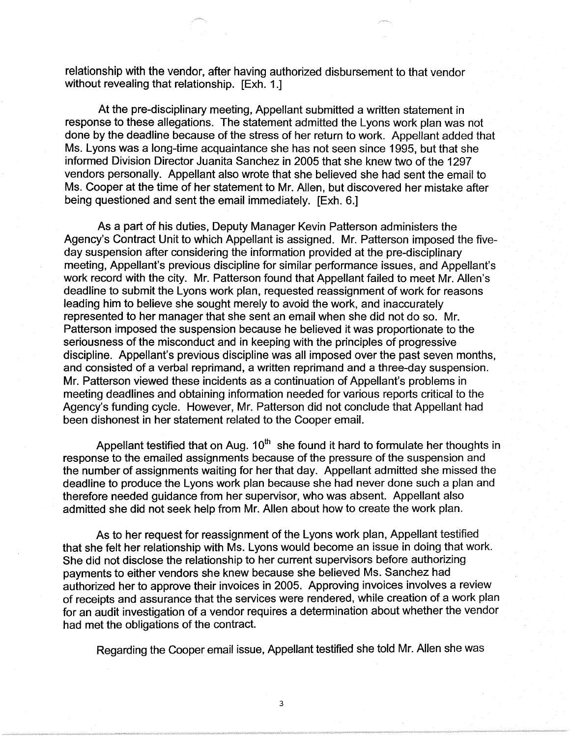relationship with the vendor, after having authorized disbursement to that vendor without revealing that relationship. [Exh. 1.]

At the pre-disciplinary meeting, Appellant submitted a written statement in response to these allegations. The statement admitted the Lyons work plan was not done by the deadline because of the stress of her return to work. Appellant added that Ms. Lyons was a long-time acquaintance she has not seen since 1995, but that she informed Division Director Juanita Sanchez in 2005 that she knew two of the 1297 vendors personally. Appellant also wrote that she believed she had sent the email to Ms. Cooper at the time of her statement to Mr. Allen, but discovered her mistake after being questioned and sent the email immediately. [Exh. 6.]

As a part of his duties, Deputy Manager Kevin Patterson administers the Agency's Contract Unit to which Appellant is assigned. Mr. Patterson imposed the five-day suspension after considering the information provided at the pre-disciplinary meeting, Appellant's previous discipline for similar performance issues, and Appellant's work record with the city. Mr. Patterson found that Appellant failed to meet Mr. Allen's deadline to submit the Lyons work plan, requested reassignment of work for reasons leading him to believe she sought merely to avoid the work, and inaccurately represented to her manager that she sent an email when she did not do so. Mr. Patterson imposed the suspension because he believed it was proportionate to the seriousness of the misconduct and in keeping with the principles of progressive discipline. Appellant's previous discipline was all imposed over the past seven months, and consisted of a verbal reprimand, a written reprimand and a three-day suspension. Mr. Patterson viewed these incidents as a continuation of Appellant's problems in meeting deadlines and obtaining information needed for various reports critical to the Agency's funding cycle. However, Mr. Patterson did not conclude that Appellant had been dishonest in her statement related to the Cooper email.

Appellant testified that on Aug. 10th she found it hard to formulate her thoughts in response to the emailed assignments because of the pressure of the suspension and the number of assignments waiting for her that day. Appellant admitted she missed the deadline to produce the Lyons work plan because she had never done such a plan and therefore needed guidance from her supervisor, who was absent. Appellant also admitted she did not seek help from Mr. Allen about how to create the work plan.

As to her request for reassignment of the Lyons work plan, Appellant testified that she felt her relationship with Ms. Lyons would become an issue in doing that work. She did not disclose the relationship to her current supervisors before authorizing payments to either vendors she knew because she believed Ms. Sanchez had authorized her to approve their invoices in 2005. Approving invoices involves a review of receipts and assurance that the services were rendered, while creation of a work plan for an audit investigation of a vendor requires a determination about whether the vendor had met the obligations of the contract.

Regarding the Cooper email issue, Appellant testified she told Mr. Allen she was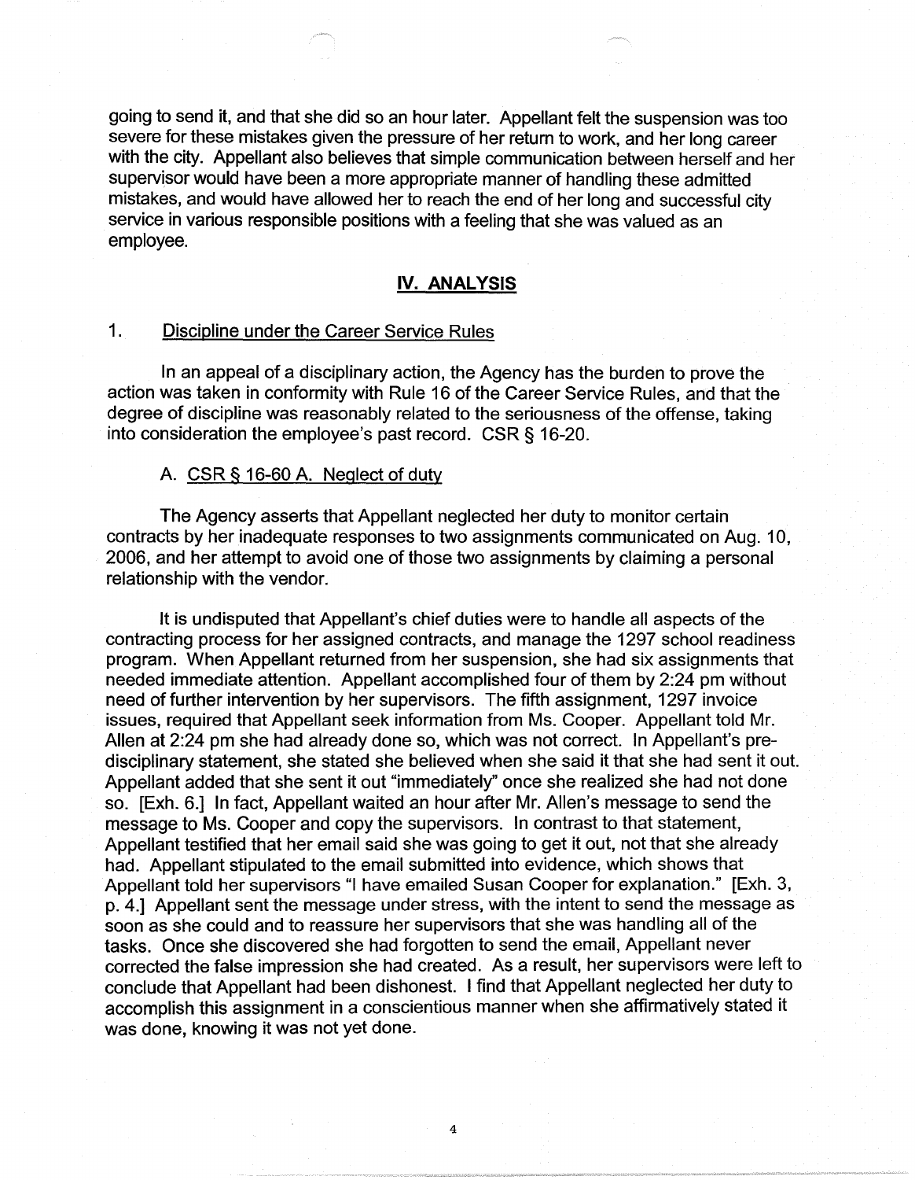going to send it, and that she did so an hour later. Appellant felt the suspension was too severe for these mistakes given the pressure of her return to work, and her long career with the city. Appellant also believes that simple communication between herself and her supervisor would have been a more appropriate manner of handling these admitted mistakes, and would have allowed her to reach the end of her long and successful city service in various responsible positions with a feeling that she was valued as an employee.

## IV. ANALYSIS

### 1. Discipline under the Career Service Rules

In an appeal of a disciplinary action, the Agency has the burden to prove the action was taken in conformity with Rule 16 of the Career Service Rules, and that the degree of discipline was reasonably related to the seriousness of the offense, taking into consideration the employee's past record. CSR § 16-20.

#### A. CSR § 16-60 A. Neglect of duty

The Agency asserts that Appellant neglected her duty to monitor certain contracts by her inadequate responses to two assignments communicated on Aug. 10, 2006, and her attempt to avoid one of those two assignments by claiming a personal relationship with the vendor.

It is undisputed that Appellant's chief duties were to handle all aspects of the contracting process for her assigned contracts, and manage the 1297 school readiness program. When Appellant returned from her suspension, she had six assignments that needed immediate attention. Appellant accomplished four of them by 2:24 pm without need of further intervention by her supervisors. The fifth assignment, 1297 invoice issues, required that Appellant seek information from Ms. Cooper. Appellant told Mr. Allen at 2:24 pm she had already done so, which was not correct. In Appellant's pre-disciplinary statement, she stated she believed when she said it that she had sent it out. Appellant added that she sent it out "immediately" once she realized she had not done so. [Exh. 6.] In fact, Appellant waited an hour after Mr. Allen's message to send the message to Ms. Cooper and copy the supervisors. In contrast to that statement, Appellant testified that her email said she was going to get it out, not that she already had. Appellant stipulated to the email submitted into evidence, which shows that Appellant told her supervisors "I have emailed Susan Cooper for explanation." [Exh. 3, p. 4.] Appellant sent the message under stress, with the intent to send the message as soon as she could and to reassure her supervisors that she was handling all of the tasks. Once she discovered she had forgotten to send the email, Appellant never corrected the false impression she had created. As a result, her supervisors were left to conclude that Appellant had been dishonest. I find that Appellant neglected her duty to accomplish this assignment in a conscientious manner when she affirmatively stated it was done, knowing it was not yet done.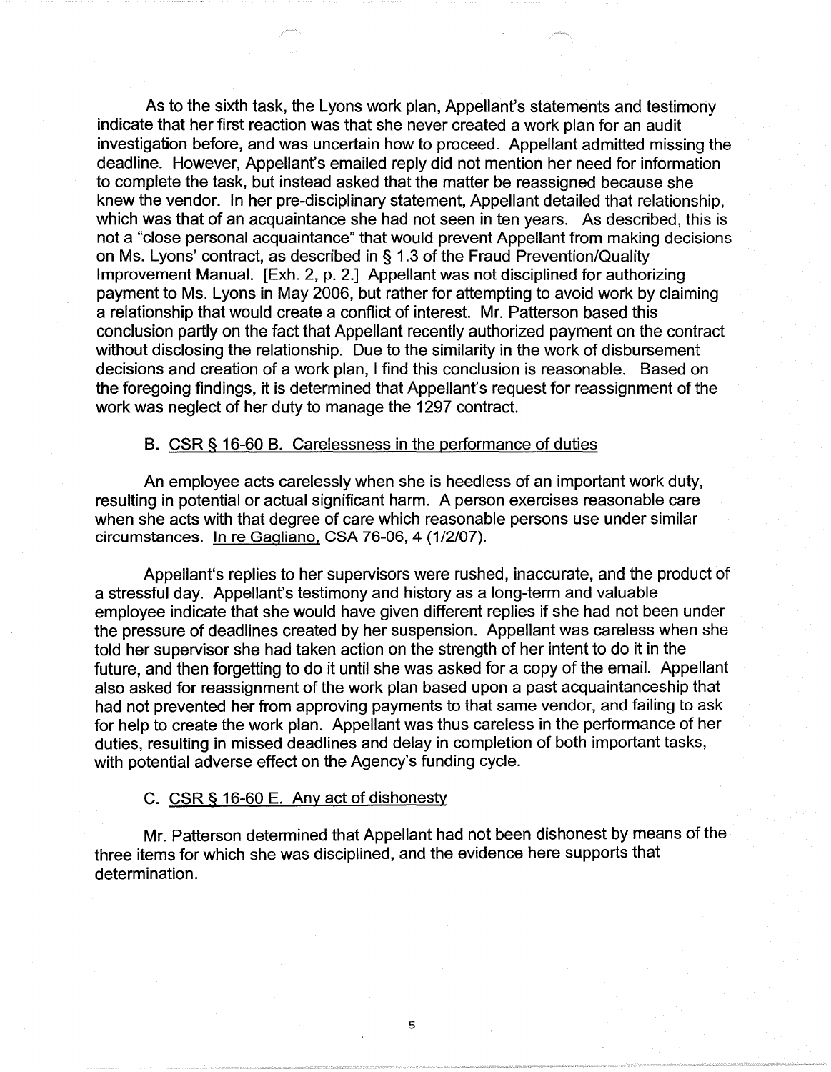As to the sixth task, the Lyons work plan, Appellant's statements and testimony indicate that her first reaction was that she never created a work plan for an audit investigation before, and was uncertain how to proceed. Appellant admitted missing the deadline. However, Appellant's emailed reply did not mention her need for information to complete the task, but instead asked that the matter be reassigned because she knew the vendor. In her pre-disciplinary statement, Appellant detailed that relationship, which was that of an acquaintance she had not seen in ten years. As described, this is not a "close personal acquaintance" that would prevent Appellant from making decisions on Ms. Lyons' contract, as described in § 1.3 of the Fraud Prevention/Quality Improvement Manual. [Exh. 2, p. 2.] Appellant was not disciplined for authorizing payment to Ms. Lyons in May 2006, but rather for attempting to avoid work by claiming a relationship that would create a conflict of interest. Mr. Patterson based this conclusion partly on the fact that Appellant recently authorized payment on the contract without disclosing the relationship. Due to the similarity in the work of disbursement decisions and creation of a work plan, I find this conclusion is reasonable. Based on the foregoing findings, it is determined that Appellant's request for reassignment of the work was neglect of her duty to manage the 1297 contract.

### B. CSR § 16-60 B. Carelessness in the performance of duties

An employee acts carelessly when she is heedless of an important work duty, resulting in potential or actual significant harm. A person exercises reasonable care when she acts with that degree of care which reasonable persons use under similar circumstances. In re Gagliano, CSA 76-06, 4 (1/2/07).

Appellant's replies to her supervisors were rushed, inaccurate, and the product of a stressful day. Appellant's testimony and history as a long-term and valuable employee indicate that she would have given different replies if she had not been under the pressure of deadlines created by her suspension. Appellant was careless when she told her supervisor she had taken action on the strength of her intent to do it in the future, and then forgetting to do it until she was asked for a copy of the email. Appellant also asked for reassignment of the work plan based upon a past acquaintanceship that had not prevented her from approving payments to that same vendor, and failing to ask for help to create the work plan. Appellant was thus careless in the performance of her duties, resulting in missed deadlines and delay in completion of both important tasks, with potential adverse effect on the Agency's funding cycle.

### C. CSR § 16-60 E. Any act of dishonesty

Mr. Patterson determined that Appellant had not been dishonest by means of the three items for which she was disciplined, and the evidence here supports that determination.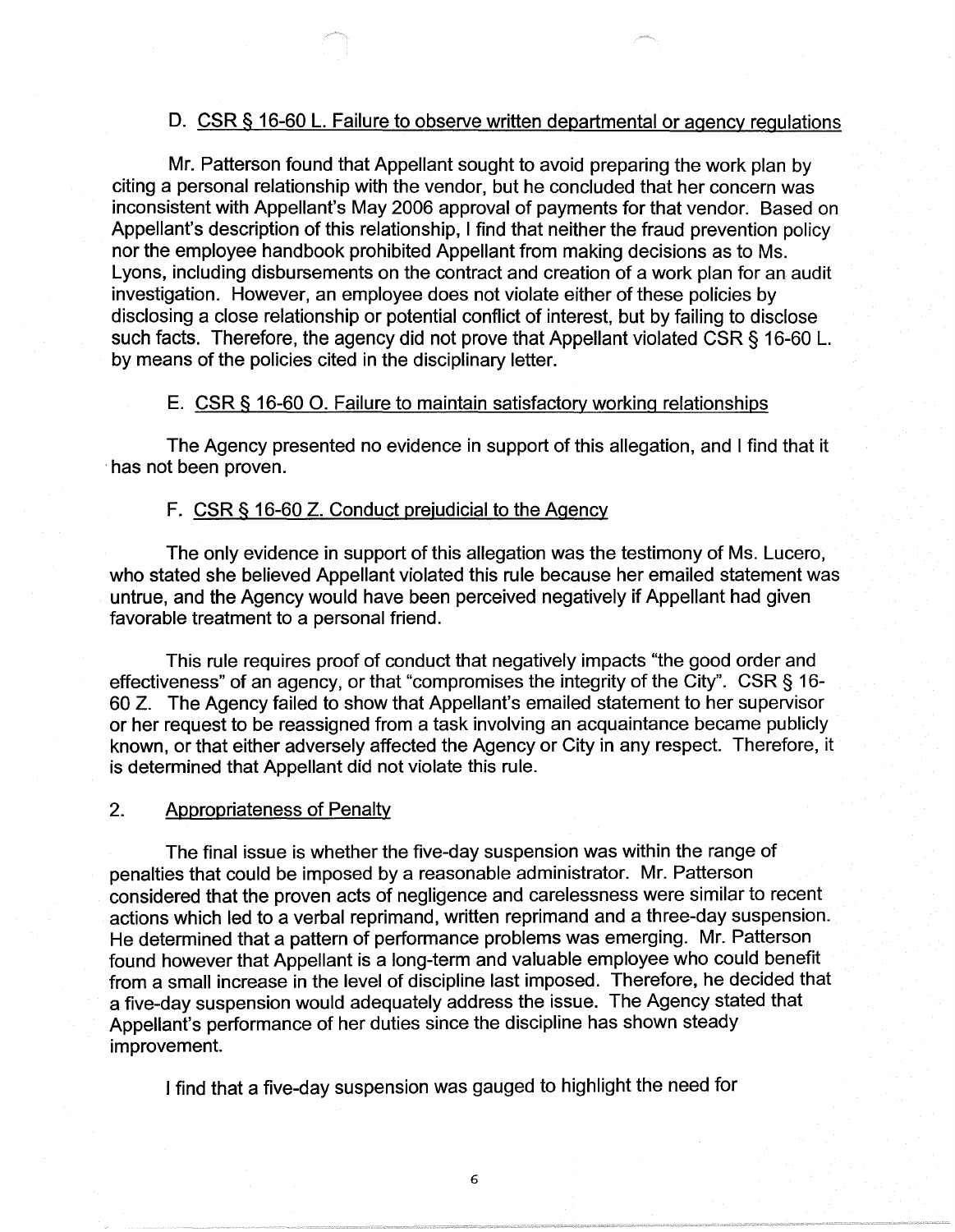### D. CSR § 16-60 L. Failure to observe written departmental or agency regulations

Mr. Patterson found that Appellant sought to avoid preparing the work plan by citing a personal relationship with the vendor, but he concluded that her concern was inconsistent with Appellant's May 2006 approval of payments for that vendor. Based on Appellant's description of this relationship, I find that neither the fraud prevention policy nor the employee handbook prohibited Appellant from making decisions as to Ms. Lyons, including disbursements on the contract and creation of a work plan for an audit investigation. However, an employee does not violate either of these policies by disclosing a close relationship or potential conflict of interest, but by failing to disclose such facts. Therefore, the agency did not prove that Appellant violated CSR § 16-60 L. by means of the policies cited in the disciplinary letter.

### E. CSR § 16-60 O. Failure to maintain satisfactory working relationships

The Agency presented no evidence in support of this allegation, and I find that it has not been proven.

### F. CSR § 16-60 Z. Conduct prejudicial to the Agency

The only evidence in support of this allegation was the testimony of Ms. Lucero, who stated she believed Appellant violated this rule because her emailed statement was untrue, and the Agency would have been perceived negatively if Appellant had given favorable treatment to a personal friend.

This rule requires proof of conduct that negatively impacts "the good order and effectiveness" of an agency, or that "compromises the integrity of the City". CSR § 16-60 Z. The Agency failed to show that Appellant's emailed statement to her supervisor or her request to be reassigned from a task involving an acquaintance became publicly known, or that either adversely affected the Agency or City in any respect. Therefore, it is determined that Appellant did not violate this rule.

## 2. Appropriateness of Penalty

The final issue is whether the five-day suspension was within the range of penalties that could be imposed by a reasonable administrator. Mr. Patterson considered that the proven acts of negligence and carelessness were similar to recent actions which led to a verbal reprimand, written reprimand and a three-day suspension. He determined that a pattern of performance problems was emerging. Mr. Patterson found however that Appellant is a long-term and valuable employee who could benefit from a small increase in the level of discipline last imposed. Therefore, he decided that a five-day suspension would adequately address the issue. The Agency stated that Appellant's performance of her duties since the discipline has shown steady improvement.

I find that a five-day suspension was gauged to highlight the need for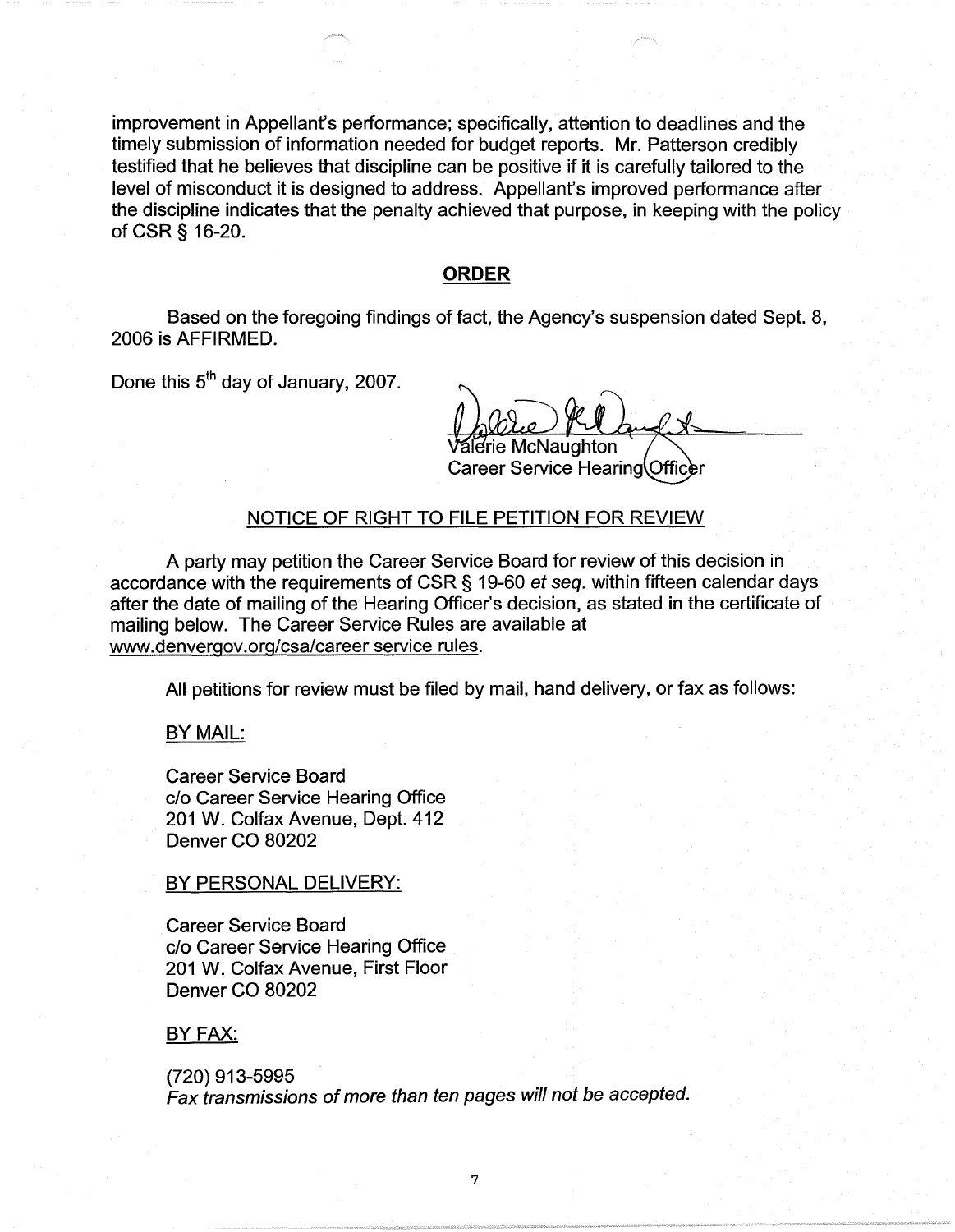improvement in Appellant's performance; specifically, attention to deadlines and the timely submission of information needed for budget reports. Mr. Patterson credibly testified that he believes that discipline can be positive if it is carefully tailored to the level of misconduct it is designed to address. Appellant's improved performance after the discipline indicates that the penalty achieved that purpose, in keeping with the policy of CSR § 16-20.

## ORDER

Based on the foregoing findings of fact, the Agency's suspension dated Sept. 8, 2006 is AFFIRMED.

Done this 5th day of January, 2007.

Valerie McNaughton
Career Service Hearing Officer

### NOTICE OF RIGHT TO FILE PETITION FOR REVIEW

A party may petition the Career Service Board for review of this decision in accordance with the requirements of CSR § 19-60 *et seq.* within fifteen calendar days after the date of mailing of the Hearing Officer's decision, as stated in the certificate of mailing below. The Career Service Rules are available at www.denvergov.org/csa/career service rules.

All petitions for review must be filed by mail, hand delivery, or fax as follows:

BY MAIL:

Career Service Board
c/o Career Service Hearing Office
201 W. Colfax Avenue, Dept. 412
Denver CO 80202

BY PERSONAL DELIVERY:

Career Service Board
c/o Career Service Hearing Office
201 W. Colfax Avenue, First Floor
Denver CO 80202

BY FAX:

(720) 913-5995
*Fax transmissions of more than ten pages will not be accepted.*